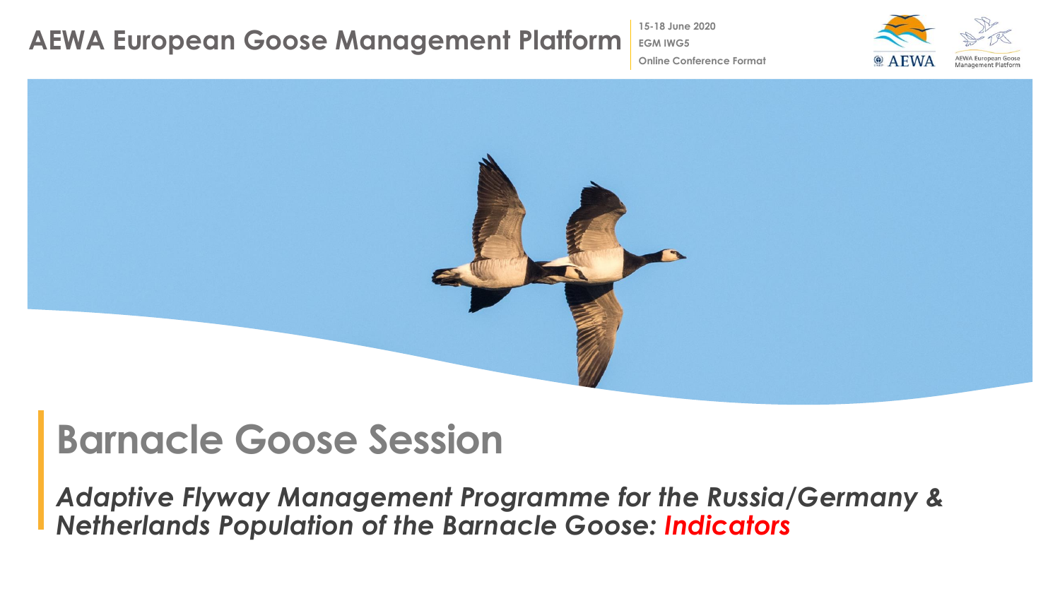AEWA European Goose Management Platform

15-18 June 2020
EGM IWG5
Online Conference Format

# Barnacle Goose Session

*Adaptive Flyway Management Programme for the Russia/Germany & Netherlands Population of the Barnacle Goose: Indicators*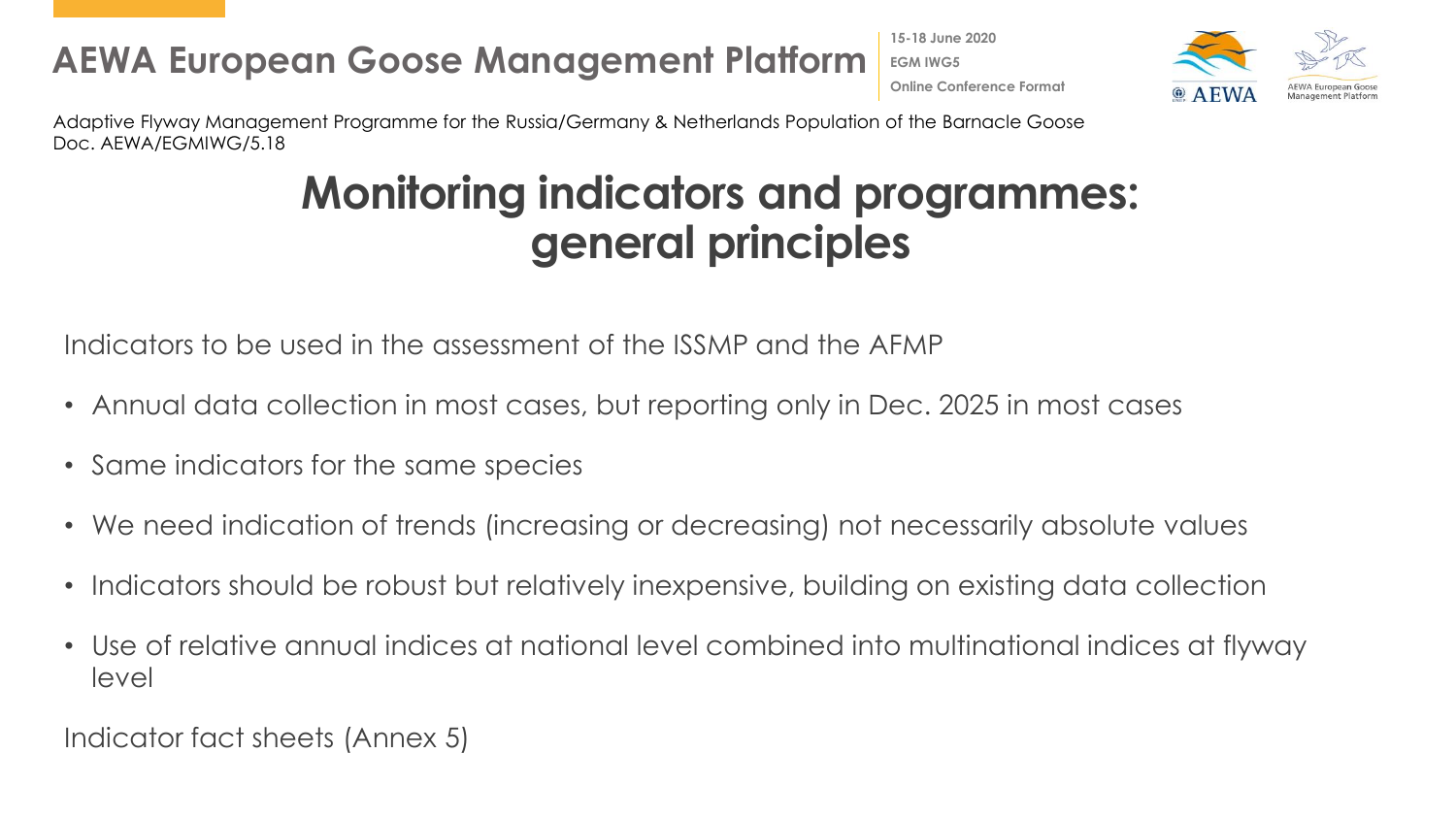# Monitoring indicators and programmes: general principles

Indicators to be used in the assessment of the ISSMP and the AFMP

- Annual data collection in most cases, but reporting only in Dec. 2025 in most cases
- Same indicators for the same species
- We need indication of trends (increasing or decreasing) not necessarely absolute values
- Indicators should be robust but relatively inexpensive, building on existing data collection
- Use of relative annual indices at national level combined into multinational indices at flyway level

Indicator fact sheets (Annex 5)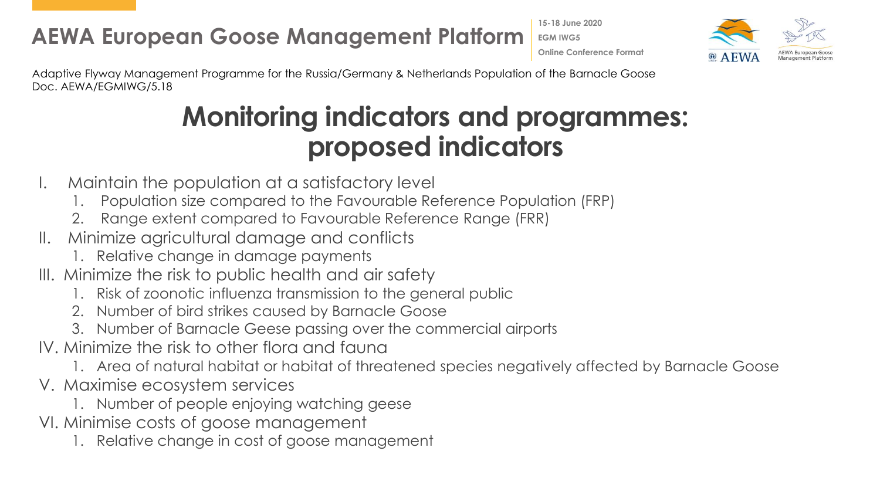Adaptive Flyway Management Programme for the Russia/Germany & Netherlands Population of the Barnacle Goose
Doc. AEWA/EGMIWG/5.18

# Monitoring indicators and programmes: proposed indicators

I. Maintain the population at a satisfactory level
   1. Population size compared to the Favourable Reference Population (FRP)
   2. Range extent compared to Favourable Reference Range (FRR)

II. Minimize agricultural damage and conflicts
   1. Relative change in damage payments

III. Minimize the risk to public health and air safety
   1. Risk of zoonotic influenza transmission to the general public
   2. Number of bird strikes caused by Barnacle Goose
   3. Number of Barnacle Geese passing over the commercial airports

IV. Minimize the risk to other flora and fauna
   1. Area of natural habitat or habitat of threatened species negatively affected by Barnacle Goose

V. Maximise ecosystem services
   1. Number of people enjoying watching geese

VI. Minimise costs of goose management
   1. Relative change in cost of goose management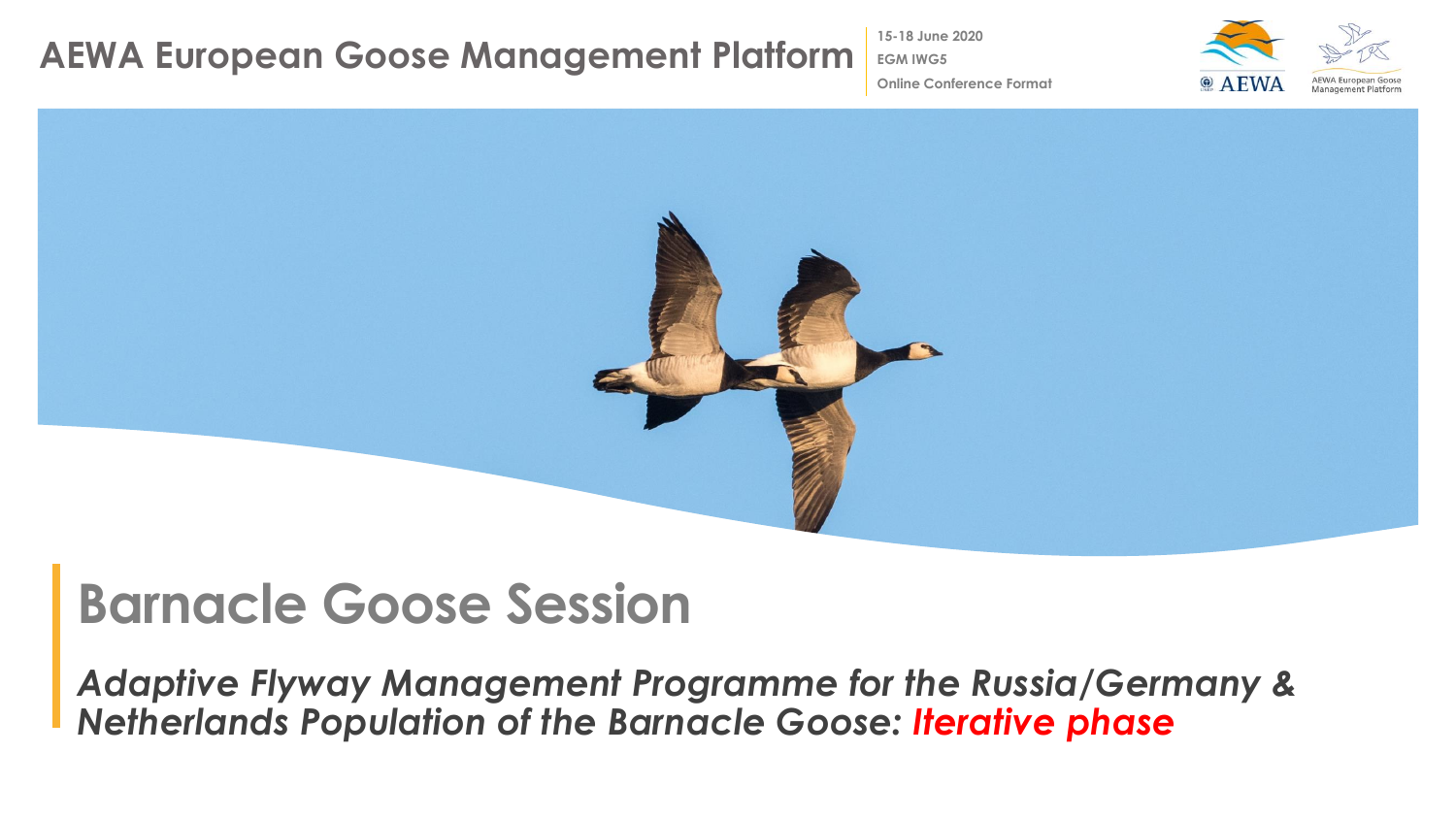AEWA European Goose Management Platform

15-18 June 2020
EGM IWG5
Online Conference Format

# Barnacle Goose Session

*Adaptive Flyway Management Programme for the Russia/Germany & Netherlands Population of the Barnacle Goose: Iterative phase*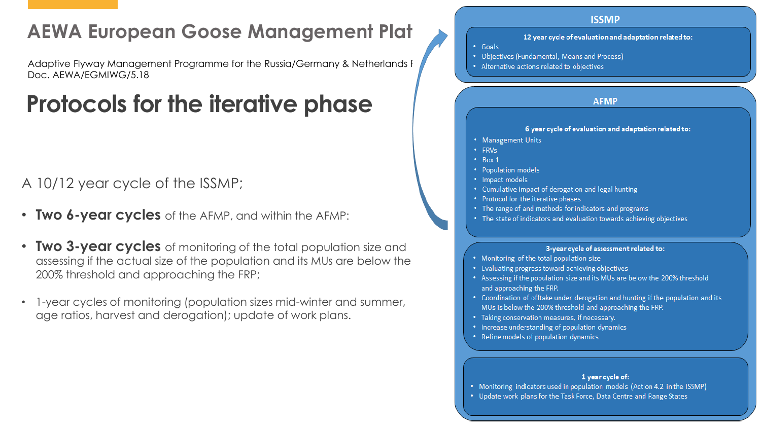# AEWA European Goose Management Plat

Adaptive Flyway Management Programme for the Russia/Germany & Netherlands F
Doc. AEWA/EGMIWG/5.18

# Protocols for the iterative phase

A 10/12 year cycle of the ISSMP;

- **Two 6-year cycles** of the AFMP, and within the AFMP:
- **Two 3-year cycles** of monitoring of the total population size and assessing if the actual size of the population and its MUs are below the 200% threshold and approaching the FRP;
- 1-year cycles of monitoring (population sizes mid-winter and summer, age ratios, harvest and derogation); update of work plans.

## ISSMP

**12 year cycle of evaluation and adaptation related to:**

- Goals
- Objectives (Fundamental, Means and Process)
- Alternative actions related to objectives

## AFMP

**6 year cycle of evaluation and adaptation related to:**

- Management Units
- FRVs
- Box 1
- Population models
- Impact models
- Cumulative impact of derogation and legal hunting
- Protocol for the iterative phases
- The range of and methods for indicators and programs
- The state of indicators and evaluation towards achieving objectives

**3-year cycle of assessment related to:**

- Monitoring of the total population size
- Evaluating progress toward achieving objectives
- Assessing if the population size and its MUs are below the 200% threshold and approaching the FRP.
- Coordination of offtake under derogation and hunting if the population and its MUs is below the 200% threshold and approaching the FRP.
- Taking conservation measures, if necessary.
- Increase understanding of population dynamics
- Refine models of population dynamics

**1 year cycle of:**

- Monitoring indicators used in population models (Action 4.2 in the ISSMP)
- Update work plans for the Task Force, Data Centre and Range States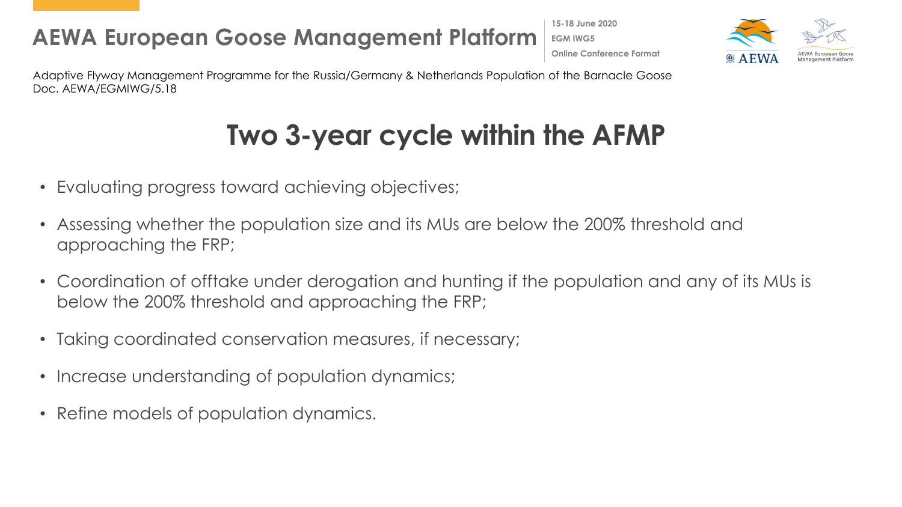## Two 3-year cycle within the AFMP

- Evaluating progress toward achieving objectives;
- Assessing whether the population size and its MUs are below the 200% threshold and approaching the FRP;
- Coordination of offtake under derogation and hunting if the population and any of its MUs is below the 200% threshold and approaching the FRP;
- Taking coordinated conservation measures, if necessary;
- Increase understanding of population dynamics;
- Refine models of population dynamics.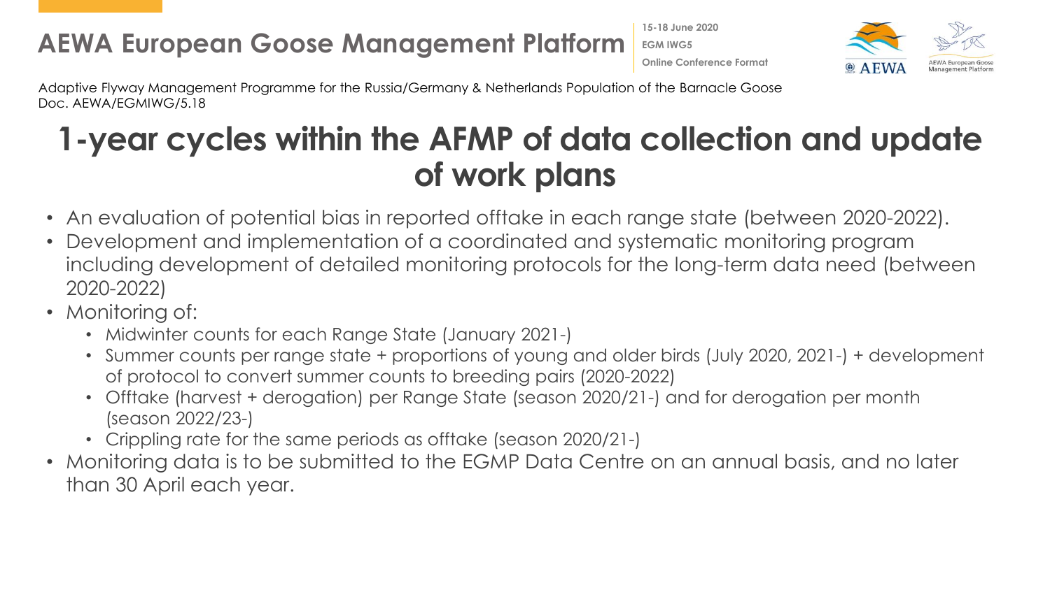Adaptive Flyway Management Programme for the Russia/Germany & Netherlands Population of the Barnacle Goose
Doc. AEWA/EGMIWG/5.18

# 1-year cycles within the AFMP of data collection and update of work plans

- An evaluation of potential bias in reported offtake in each range state (between 2020-2022).
- Development and implementation of a coordinated and systematic monitoring program including development of detailed monitoring protocols for the long-term data need (between 2020-2022)
- Monitoring of:
  - Midwinter counts for each Range State (January 2021-)
  - Summer counts per range state + proportions of young and older birds (July 2020, 2021-) + development of protocol to convert summer counts to breeding pairs (2020-2022)
  - Offtake (harvest + derogation) per Range State (season 2020/21-) and for derogation per month (season 2022/23-)
  - Crippling rate for the same periods as offtake (season 2020/21-)
- Monitoring data is to be submitted to the EGMP Data Centre on an annual basis, and no later than 30 April each year.